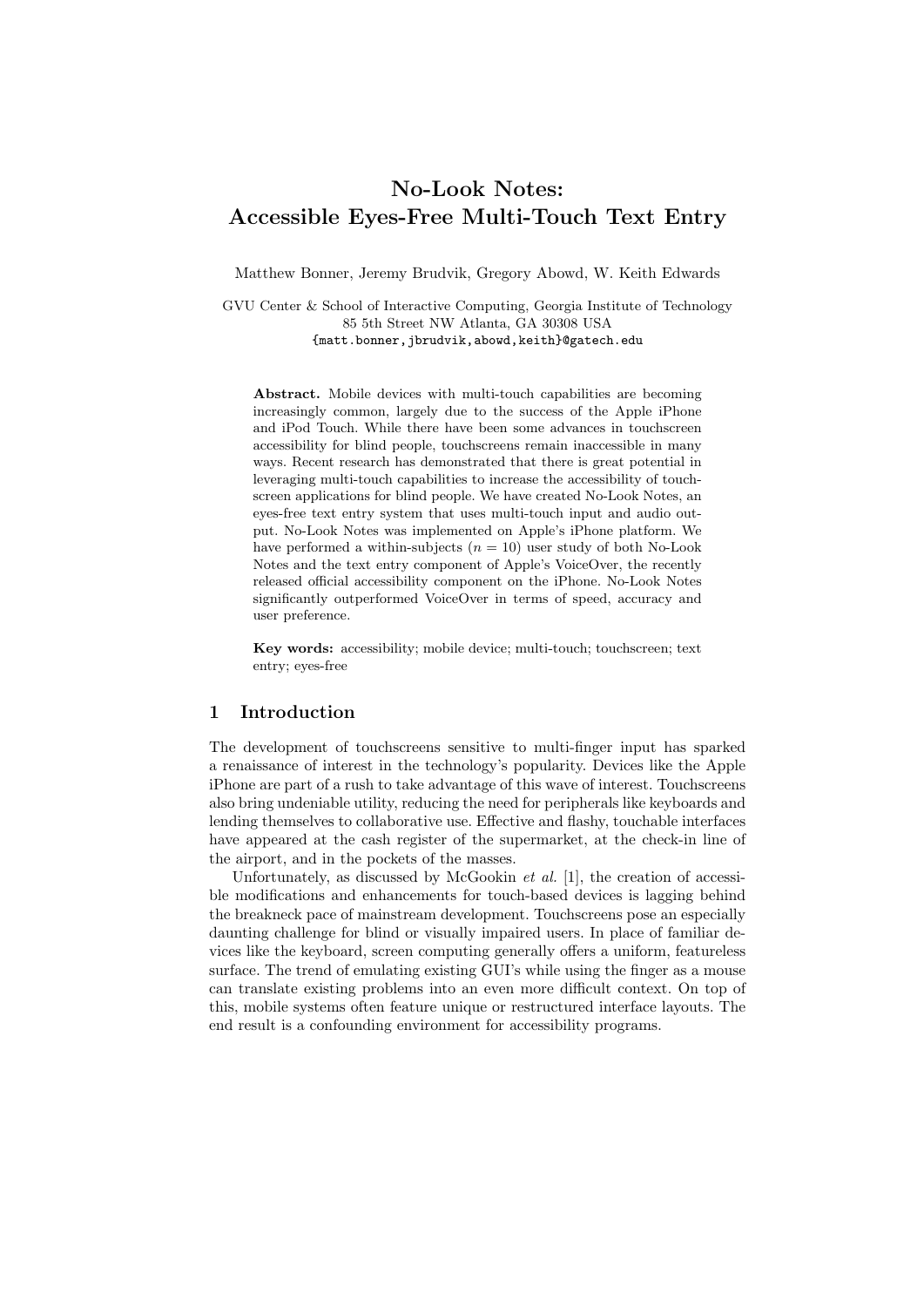# No-Look Notes: Accessible Eyes-Free Multi-Touch Text Entry

Matthew Bonner, Jeremy Brudvik, Gregory Abowd, W. Keith Edwards

GVU Center & School of Interactive Computing, Georgia Institute of Technology
85 5th Street NW Atlanta, GA 30308 USA
{matt.bonner,jbrudvik,abowd,keith}@gatech.edu

**Abstract.** Mobile devices with multi-touch capabilities are becoming increasingly common, largely due to the success of the Apple iPhone and iPod Touch. While there have been some advances in touchscreen accessibility for blind people, touchscreens remain inaccessible in many ways. Recent research has demonstrated that there is great potential in leveraging multi-touch capabilities to increase the accessibility of touchscreen applications for blind people. We have created No-Look Notes, an eyes-free text entry system that uses multi-touch input and audio output. No-Look Notes was implemented on Apple's iPhone platform. We have performed a within-subjects ($n = 10$) user study of both No-Look Notes and the text entry component of Apple's VoiceOver, the recently released official accessibility component on the iPhone. No-Look Notes significantly outperformed VoiceOver in terms of speed, accuracy and user preference.

**Key words:** accessibility; mobile device; multi-touch; touchscreen; text entry; eyes-free

## 1 Introduction

The development of touchscreens sensitive to multi-finger input has sparked a renaissance of interest in the technology's popularity. Devices like the Apple iPhone are part of a rush to take advantage of this wave of interest. Touchscreens also bring undeniable utility, reducing the need for peripherals like keyboards and lending themselves to collaborative use. Effective and flashy, touchable interfaces have appeared at the cash register of the supermarket, at the check-in line of the airport, and in the pockets of the masses.

Unfortunately, as discussed by McGookin *et al.* [1], the creation of accessible modifications and enhancements for touch-based devices is lagging behind the breakneck pace of mainstream development. Touchscreens pose an especially daunting challenge for blind or visually impaired users. In place of familiar devices like the keyboard, screen computing generally offers a uniform, featureless surface. The trend of emulating existing GUI's while using the finger as a mouse can translate existing problems into an even more difficult context. On top of this, mobile systems often feature unique or restructured interface layouts. The end result is a confounding environment for accessibility programs.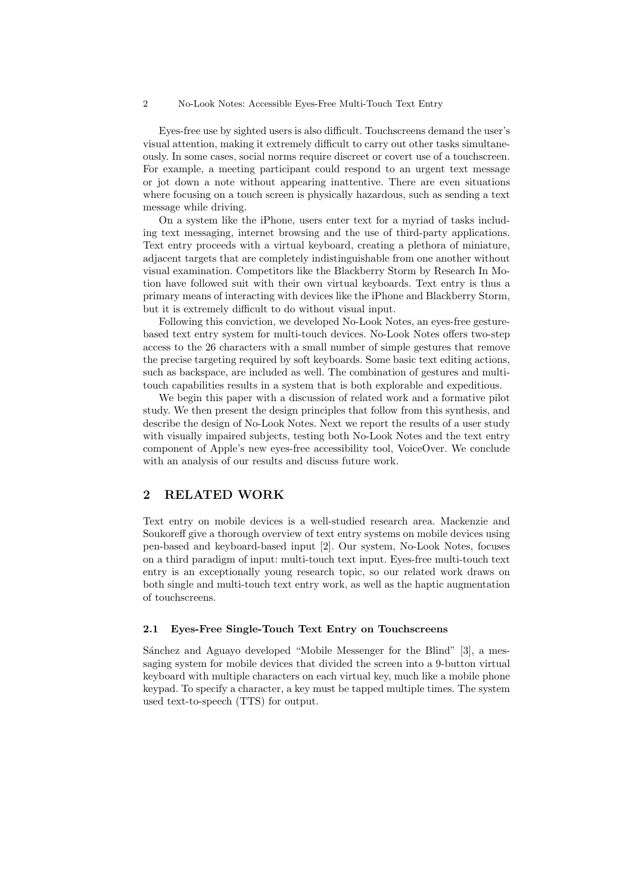Eyes-free use by sighted users is also difficult. Touchscreens demand the user's visual attention, making it extremely difficult to carry out other tasks simultaneously. In some cases, social norms require discreet or covert use of a touchscreen. For example, a meeting participant could respond to an urgent text message or jot down a note without appearing inattentive. There are even situations where focusing on a touch screen is physically hazardous, such as sending a text message while driving.

On a system like the iPhone, users enter text for a myriad of tasks including text messaging, internet browsing and the use of third-party applications. Text entry proceeds with a virtual keyboard, creating a plethora of miniature, adjacent targets that are completely indistinguishable from one another without visual examination. Competitors like the Blackberry Storm by Research In Motion have followed suit with their own virtual keyboards. Text entry is thus a primary means of interacting with devices like the iPhone and Blackberry Storm, but it is extremely difficult to do without visual input.

Following this conviction, we developed No-Look Notes, an eyes-free gesture-based text entry system for multi-touch devices. No-Look Notes offers two-step access to the 26 characters with a small number of simple gestures that remove the precise targeting required by soft keyboards. Some basic text editing actions, such as backspace, are included as well. The combination of gestures and multi-touch capabilities results in a system that is both explorable and expeditious.

We begin this paper with a discussion of related work and a formative pilot study. We then present the design principles that follow from this synthesis, and describe the design of No-Look Notes. Next we report the results of a user study with visually impaired subjects, testing both No-Look Notes and the text entry component of Apple's new eyes-free accessibility tool, VoiceOver. We conclude with an analysis of our results and discuss future work.

## 2 RELATED WORK

Text entry on mobile devices is a well-studied research area. Mackenzie and Soukoreff give a thorough overview of text entry systems on mobile devices using pen-based and keyboard-based input [2]. Our system, No-Look Notes, focuses on a third paradigm of input: multi-touch text input. Eyes-free multi-touch text entry is an exceptionally young research topic, so our related work draws on both single and multi-touch text entry work, as well as the haptic augmentation of touchscreens.

### 2.1 Eyes-Free Single-Touch Text Entry on Touchscreens

Sánchez and Aguayo developed "Mobile Messenger for the Blind" [3], a messaging system for mobile devices that divided the screen into a 9-button virtual keyboard with multiple characters on each virtual key, much like a mobile phone keypad. To specify a character, a key must be tapped multiple times. The system used text-to-speech (TTS) for output.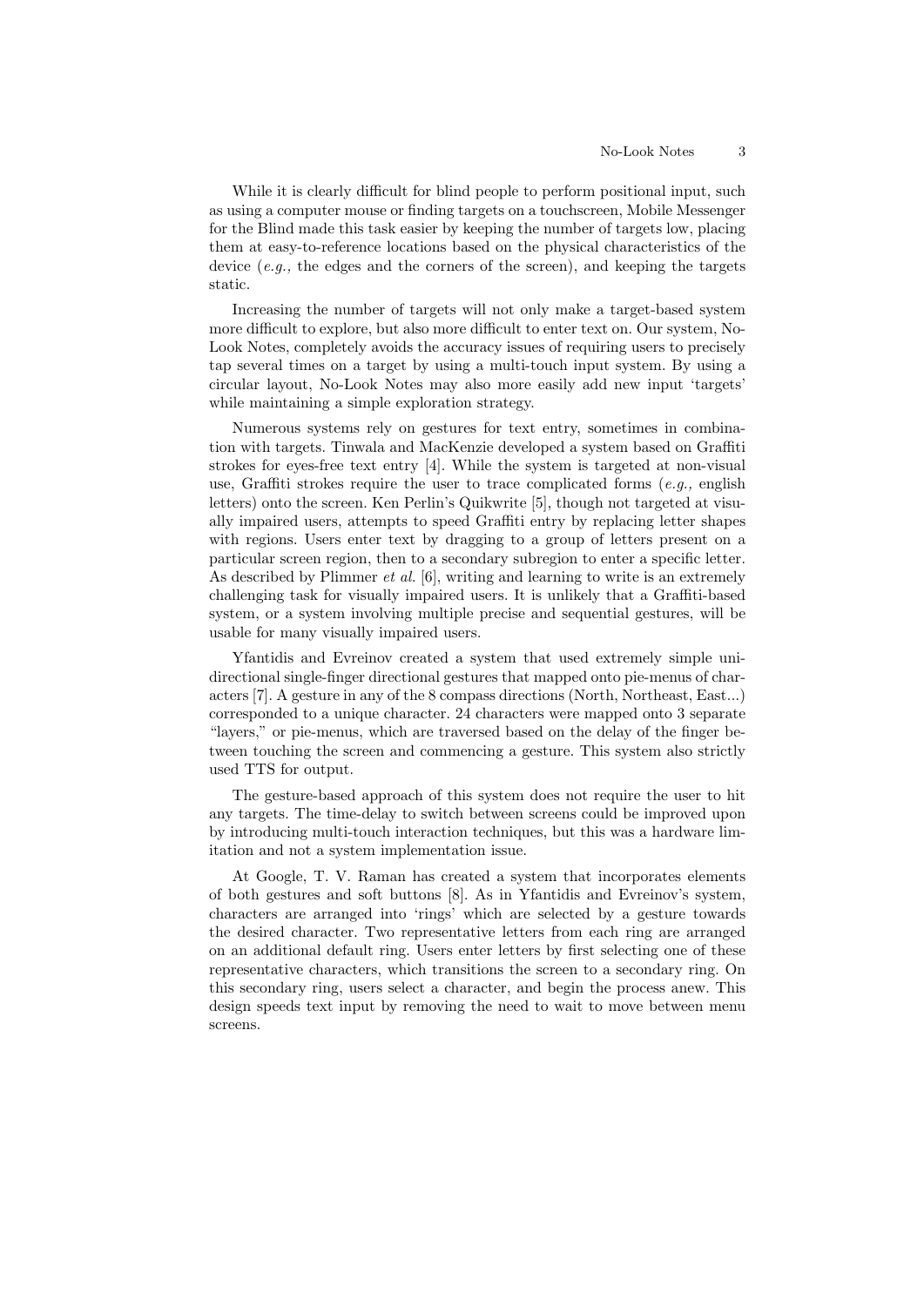While it is clearly difficult for blind people to perform positional input, such as using a computer mouse or finding targets on a touchscreen, Mobile Messenger for the Blind made this task easier by keeping the number of targets low, placing them at easy-to-reference locations based on the physical characteristics of the device (*e.g.,* the edges and the corners of the screen), and keeping the targets static.

Increasing the number of targets will not only make a target-based system more difficult to explore, but also more difficult to enter text on. Our system, No-Look Notes, completely avoids the accuracy issues of requiring users to precisely tap several times on a target by using a multi-touch input system. By using a circular layout, No-Look Notes may also more easily add new input 'targets' while maintaining a simple exploration strategy.

Numerous systems rely on gestures for text entry, sometimes in combination with targets. Tinwala and MacKenzie developed a system based on Graffiti strokes for eyes-free text entry [4]. While the system is targeted at non-visual use, Graffiti strokes require the user to trace complicated forms (*e.g.,* english letters) onto the screen. Ken Perlin's Quikwrite [5], though not targeted at visually impaired users, attempts to speed Graffiti entry by replacing letter shapes with regions. Users enter text by dragging to a group of letters present on a particular screen region, then to a secondary subregion to enter a specific letter. As described by Plimmer *et al.* [6], writing and learning to write is an extremely challenging task for visually impaired users. It is unlikely that a Graffiti-based system, or a system involving multiple precise and sequential gestures, will be usable for many visually impaired users.

Yfantidis and Evreinov created a system that used extremely simple unidirectional single-finger directional gestures that mapped onto pie-menus of characters [7]. A gesture in any of the 8 compass directions (North, Northeast, East...) corresponded to a unique character. 24 characters were mapped onto 3 separate "layers," or pie-menus, which are traversed based on the delay of the finger between touching the screen and commencing a gesture. This system also strictly used TTS for output.

The gesture-based approach of this system does not require the user to hit any targets. The time-delay to switch between screens could be improved upon by introducing multi-touch interaction techniques, but this was a hardware limitation and not a system implementation issue.

At Google, T. V. Raman has created a system that incorporates elements of both gestures and soft buttons [8]. As in Yfantidis and Evreinov's system, characters are arranged into 'rings' which are selected by a gesture towards the desired character. Two representative letters from each ring are arranged on an additional default ring. Users enter letters by first selecting one of these representative characters, which transitions the screen to a secondary ring. On this secondary ring, users select a character, and begin the process anew. This design speeds text input by removing the need to wait to move between menu screens.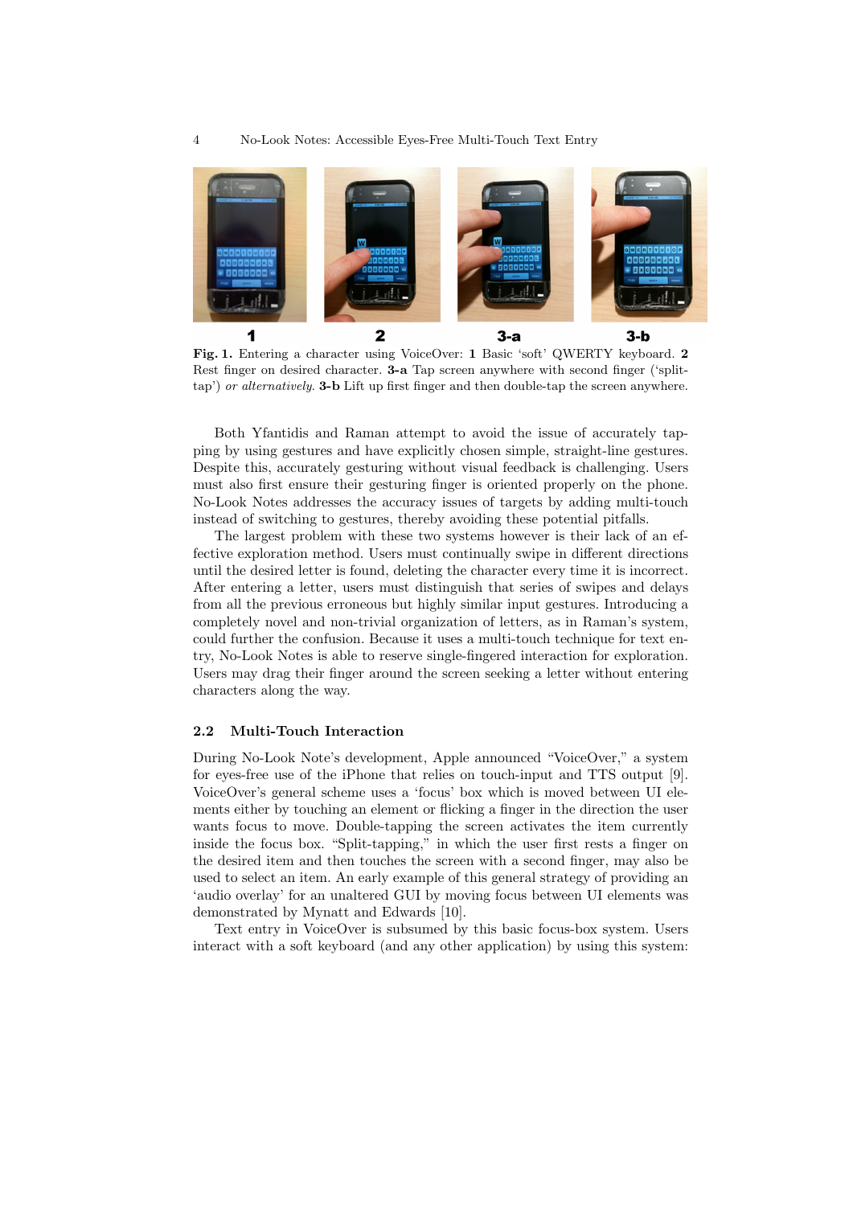**Fig. 1.** Entering a character using VoiceOver: **1** Basic 'soft' QWERTY keyboard. **2** Rest finger on desired character. **3-a** Tap screen anywhere with second finger ('split-tap') *or alternatively*. **3-b** Lift up first finger and then double-tap the screen anywhere.

Both Yfantidis and Raman attempt to avoid the issue of accurately tapping by using gestures and have explicitly chosen simple, straight-line gestures. Despite this, accurately gesturing without visual feedback is challenging. Users must also first ensure their gesturing finger is oriented properly on the phone. No-Look Notes addresses the accuracy issues of targets by adding multi-touch instead of switching to gestures, thereby avoiding these potential pitfalls.

The largest problem with these two systems however is their lack of an effective exploration method. Users must continually swipe in different directions until the desired letter is found, deleting the character every time it is incorrect. After entering a letter, users must distinguish that series of swipes and delays from all the previous erroneous but highly similar input gestures. Introducing a completely novel and non-trivial organization of letters, as in Raman's system, could further the confusion. Because it uses a multi-touch technique for text entry, No-Look Notes is able to reserve single-fingered interaction for exploration. Users may drag their finger around the screen seeking a letter without entering characters along the way.

### 2.2 Multi-Touch Interaction

During No-Look Note's development, Apple announced "VoiceOver," a system for eyes-free use of the iPhone that relies on touch-input and TTS output [9]. VoiceOver's general scheme uses a 'focus' box which is moved between UI elements either by touching an element or flicking a finger in the direction the user wants focus to move. Double-tapping the screen activates the item currently inside the focus box. "Split-tapping," in which the user first rests a finger on the desired item and then touches the screen with a second finger, may also be used to select an item. An early example of this general strategy of providing an 'audio overlay' for an unaltered GUI by moving focus between UI elements was demonstrated by Mynatt and Edwards [10].

Text entry in VoiceOver is subsumed by this basic focus-box system. Users interact with a soft keyboard (and any other application) by using this system: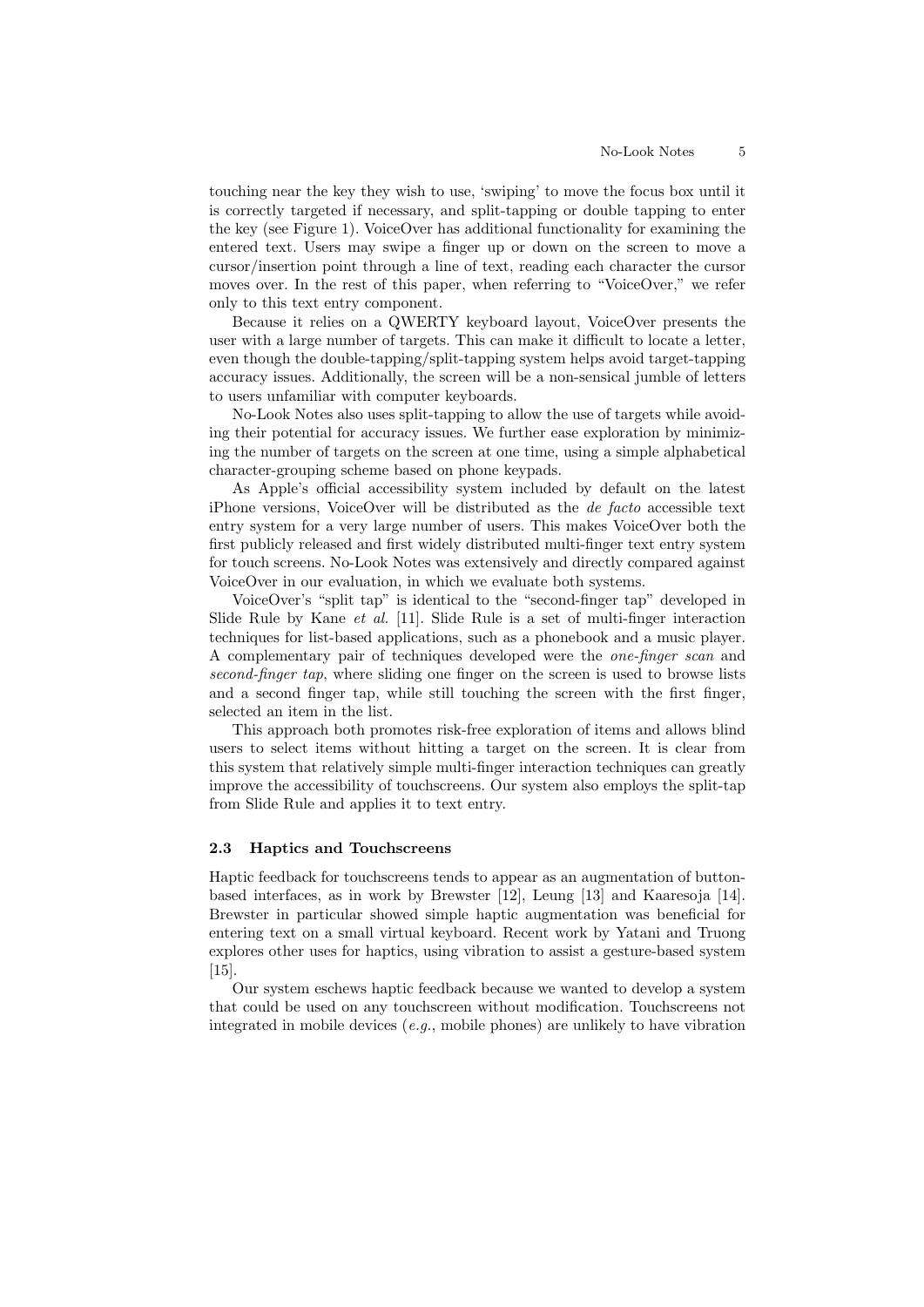touching near the key they wish to use, 'swiping' to move the focus box until it is correctly targeted if necessary, and split-tapping or double tapping to enter the key (see Figure 1). VoiceOver has additional functionality for examining the entered text. Users may swipe a finger up or down on the screen to move a cursor/insertion point through a line of text, reading each character the cursor moves over. In the rest of this paper, when referring to "VoiceOver," we refer only to this text entry component.

Because it relies on a QWERTY keyboard layout, VoiceOver presents the user with a large number of targets. This can make it difficult to locate a letter, even though the double-tapping/split-tapping system helps avoid target-tapping accuracy issues. Additionally, the screen will be a non-sensical jumble of letters to users unfamiliar with computer keyboards.

No-Look Notes also uses split-tapping to allow the use of targets while avoiding their potential for accuracy issues. We further ease exploration by minimizing the number of targets on the screen at one time, using a simple alphabetical character-grouping scheme based on phone keypads.

As Apple's official accessibility system included by default on the latest iPhone versions, VoiceOver will be distributed as the *de facto* accessible text entry system for a very large number of users. This makes VoiceOver both the first publicly released and first widely distributed multi-finger text entry system for touch screens. No-Look Notes was extensively and directly compared against VoiceOver in our evaluation, in which we evaluate both systems.

VoiceOver's "split tap" is identical to the "second-finger tap" developed in Slide Rule by Kane *et al.* [11]. Slide Rule is a set of multi-finger interaction techniques for list-based applications, such as a phonebook and a music player. A complementary pair of techniques developed were the *one-finger scan* and *second-finger tap*, where sliding one finger on the screen is used to browse lists and a second finger tap, while still touching the screen with the first finger, selected an item in the list.

This approach both promotes risk-free exploration of items and allows blind users to select items without hitting a target on the screen. It is clear from this system that relatively simple multi-finger interaction techniques can greatly improve the accessibility of touchscreens. Our system also employs the split-tap from Slide Rule and applies it to text entry.

### 2.3 Haptics and Touchscreens

Haptic feedback for touchscreens tends to appear as an augmentation of button-based interfaces, as in work by Brewster [12], Leung [13] and Kaaresoja [14]. Brewster in particular showed simple haptic augmentation was beneficial for entering text on a small virtual keyboard. Recent work by Yatani and Truong explores other uses for haptics, using vibration to assist a gesture-based system [15].

Our system eschews haptic feedback because we wanted to develop a system that could be used on any touchscreen without modification. Touchscreens not integrated in mobile devices (*e.g.*, mobile phones) are unlikely to have vibration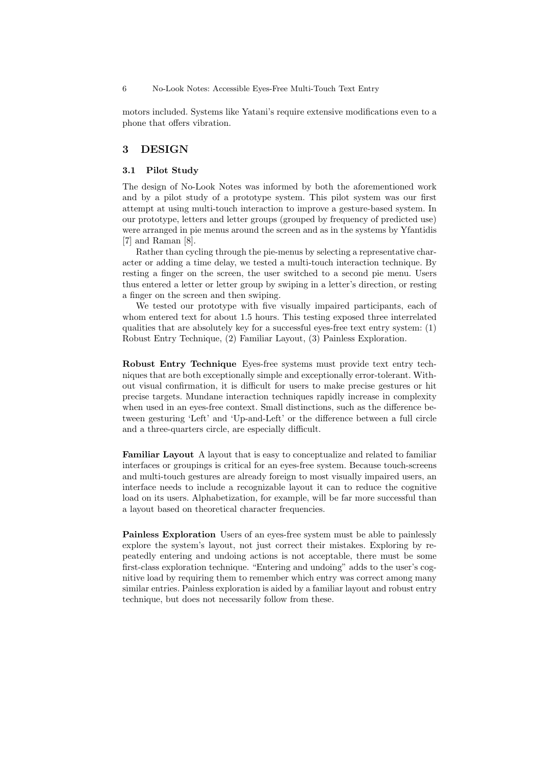motors included. Systems like Yatani's require extensive modifications even to a phone that offers vibration.

## 3 DESIGN

### 3.1 Pilot Study

The design of No-Look Notes was informed by both the aforementioned work and by a pilot study of a prototype system. This pilot system was our first attempt at using multi-touch interaction to improve a gesture-based system. In our prototype, letters and letter groups (grouped by frequency of predicted use) were arranged in pie menus around the screen and as in the systems by Yfantidis [7] and Raman [8].

Rather than cycling through the pie-menus by selecting a representative character or adding a time delay, we tested a multi-touch interaction technique. By resting a finger on the screen, the user switched to a second pie menu. Users thus entered a letter or letter group by swiping in a letter's direction, or resting a finger on the screen and then swiping.

We tested our prototype with five visually impaired participants, each of whom entered text for about 1.5 hours. This testing exposed three interrelated qualities that are absolutely key for a successful eyes-free text entry system: (1) Robust Entry Technique, (2) Familiar Layout, (3) Painless Exploration.

**Robust Entry Technique** Eyes-free systems must provide text entry techniques that are both exceptionally simple and exceptionally error-tolerant. Without visual confirmation, it is difficult for users to make precise gestures or hit precise targets. Mundane interaction techniques rapidly increase in complexity when used in an eyes-free context. Small distinctions, such as the difference between gesturing 'Left' and 'Up-and-Left' or the difference between a full circle and a three-quarters circle, are especially difficult.

**Familiar Layout** A layout that is easy to conceptualize and related to familiar interfaces or groupings is critical for an eyes-free system. Because touch-screens and multi-touch gestures are already foreign to most visually impaired users, an interface needs to include a recognizable layout it can to reduce the cognitive load on its users. Alphabetization, for example, will be far more successful than a layout based on theoretical character frequencies.

**Painless Exploration** Users of an eyes-free system must be able to painlessly explore the system's layout, not just correct their mistakes. Exploring by repeatedly entering and undoing actions is not acceptable, there must be some first-class exploration technique. "Entering and undoing" adds to the user's cognitive load by requiring them to remember which entry was correct among many similar entries. Painless exploration is aided by a familiar layout and robust entry technique, but does not necessarily follow from these.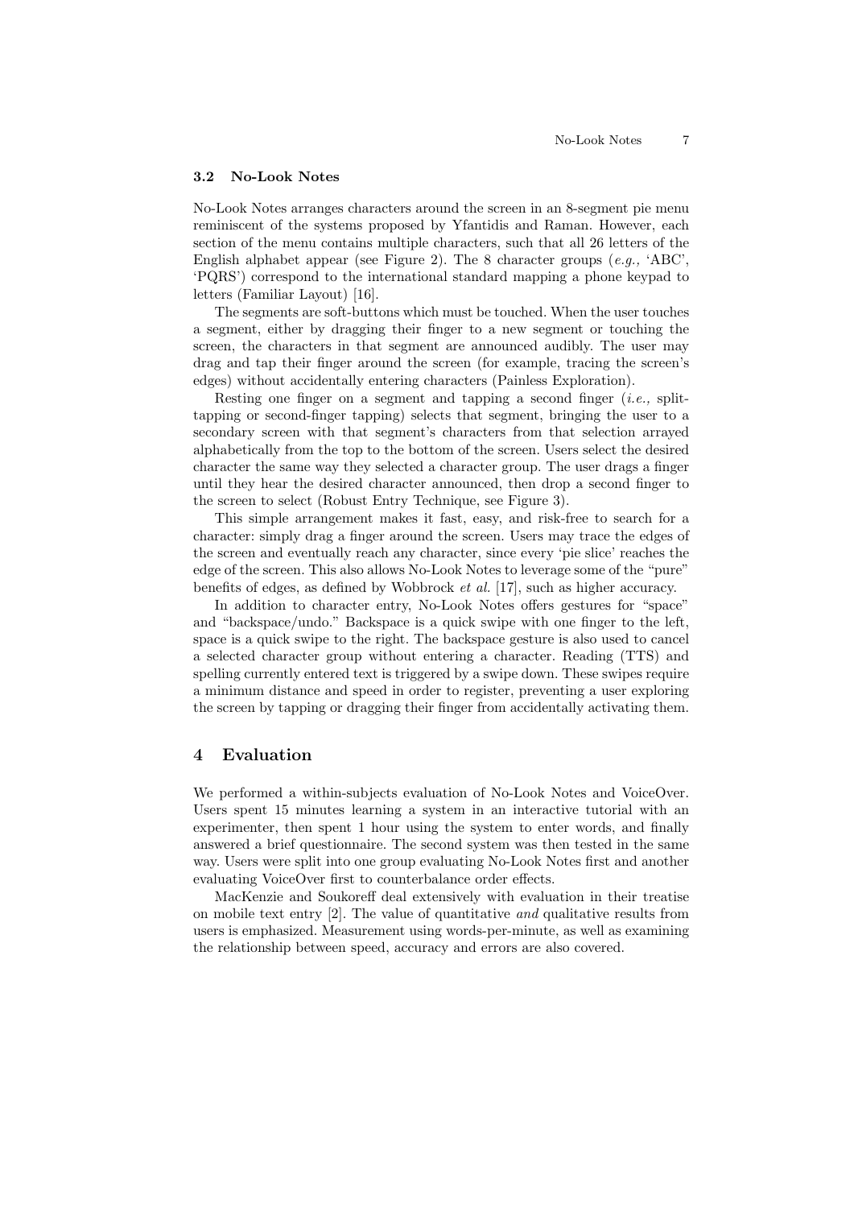### 3.2 No-Look Notes

No-Look Notes arranges characters around the screen in an 8-segment pie menu reminiscent of the systems proposed by Yfantidis and Raman. However, each section of the menu contains multiple characters, such that all 26 letters of the English alphabet appear (see Figure 2). The 8 character groups (*e.g.,* 'ABC', 'PQRS') correspond to the international standard mapping a phone keypad to letters (Familiar Layout) [16].

The segments are soft-buttons which must be touched. When the user touches a segment, either by dragging their finger to a new segment or touching the screen, the characters in that segment are announced audibly. The user may drag and tap their finger around the screen (for example, tracing the screen's edges) without accidentally entering characters (Painless Exploration).

Resting one finger on a segment and tapping a second finger (*i.e.,* split-tapping or second-finger tapping) selects that segment, bringing the user to a secondary screen with that segment's characters from that selection arrayed alphabetically from the top to the bottom of the screen. Users select the desired character the same way they selected a character group. The user drags a finger until they hear the desired character announced, then drop a second finger to the screen to select (Robust Entry Technique, see Figure 3).

This simple arrangement makes it fast, easy, and risk-free to search for a character: simply drag a finger around the screen. Users may trace the edges of the screen and eventually reach any character, since every 'pie slice' reaches the edge of the screen. This also allows No-Look Notes to leverage some of the "pure" benefits of edges, as defined by Wobbrock *et al.* [17], such as higher accuracy.

In addition to character entry, No-Look Notes offers gestures for "space" and "backspace/undo." Backspace is a quick swipe with one finger to the left, space is a quick swipe to the right. The backspace gesture is also used to cancel a selected character group without entering a character. Reading (TTS) and spelling currently entered text is triggered by a swipe down. These swipes require a minimum distance and speed in order to register, preventing a user exploring the screen by tapping or dragging their finger from accidentally activating them.

## 4 Evaluation

We performed a within-subjects evaluation of No-Look Notes and VoiceOver. Users spent 15 minutes learning a system in an interactive tutorial with an experimenter, then spent 1 hour using the system to enter words, and finally answered a brief questionnaire. The second system was then tested in the same way. Users were split into one group evaluating No-Look Notes first and another evaluating VoiceOver first to counterbalance order effects.

MacKenzie and Soukoreff deal extensively with evaluation in their treatise on mobile text entry [2]. The value of quantitative *and* qualitative results from users is emphasized. Measurement using words-per-minute, as well as examining the relationship between speed, accuracy and errors are also covered.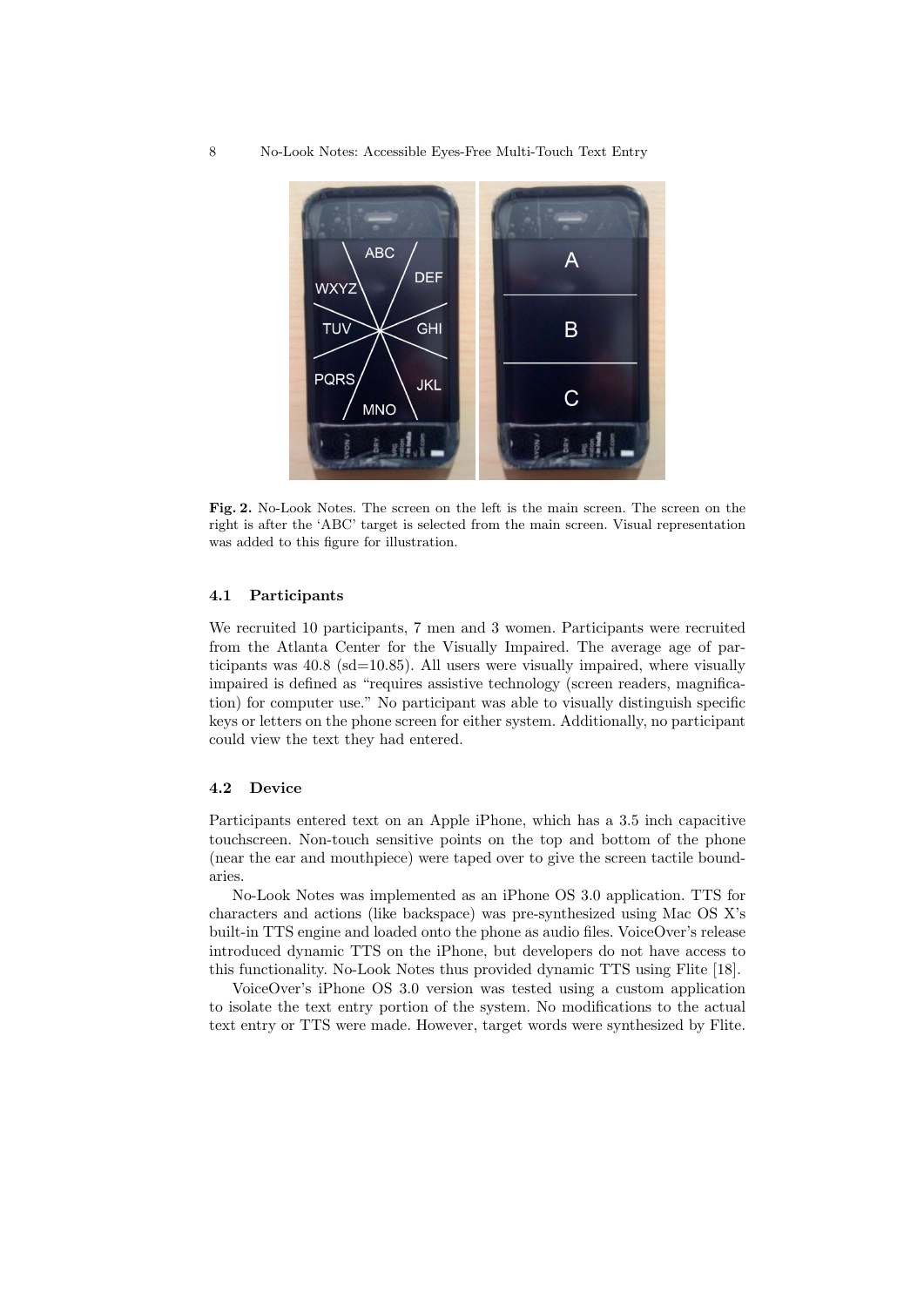Fig. 2. No-Look Notes. The screen on the left is the main screen. The screen on the right is after the 'ABC' target is selected from the main screen. Visual representation was added to this figure for illustration.

### 4.1 Participants

We recruited 10 participants, 7 men and 3 women. Participants were recruited from the Atlanta Center for the Visually Impaired. The average age of participants was 40.8 (sd=10.85). All users were visually impaired, where visually impaired is defined as "requires assistive technology (screen readers, magnification) for computer use." No participant was able to visually distinguish specific keys or letters on the phone screen for either system. Additionally, no participant could view the text they had entered.

### 4.2 Device

Participants entered text on an Apple iPhone, which has a 3.5 inch capacitive touchscreen. Non-touch sensitive points on the top and bottom of the phone (near the ear and mouthpiece) were taped over to give the screen tactile boundaries.

No-Look Notes was implemented as an iPhone OS 3.0 application. TTS for characters and actions (like backspace) was pre-synthesized using Mac OS X's built-in TTS engine and loaded onto the phone as audio files. VoiceOver's release introduced dynamic TTS on the iPhone, but developers do not have access to this functionality. No-Look Notes thus provided dynamic TTS using Flite [18].

VoiceOver's iPhone OS 3.0 version was tested using a custom application to isolate the text entry portion of the system. No modifications to the actual text entry or TTS were made. However, target words were synthesized by Flite.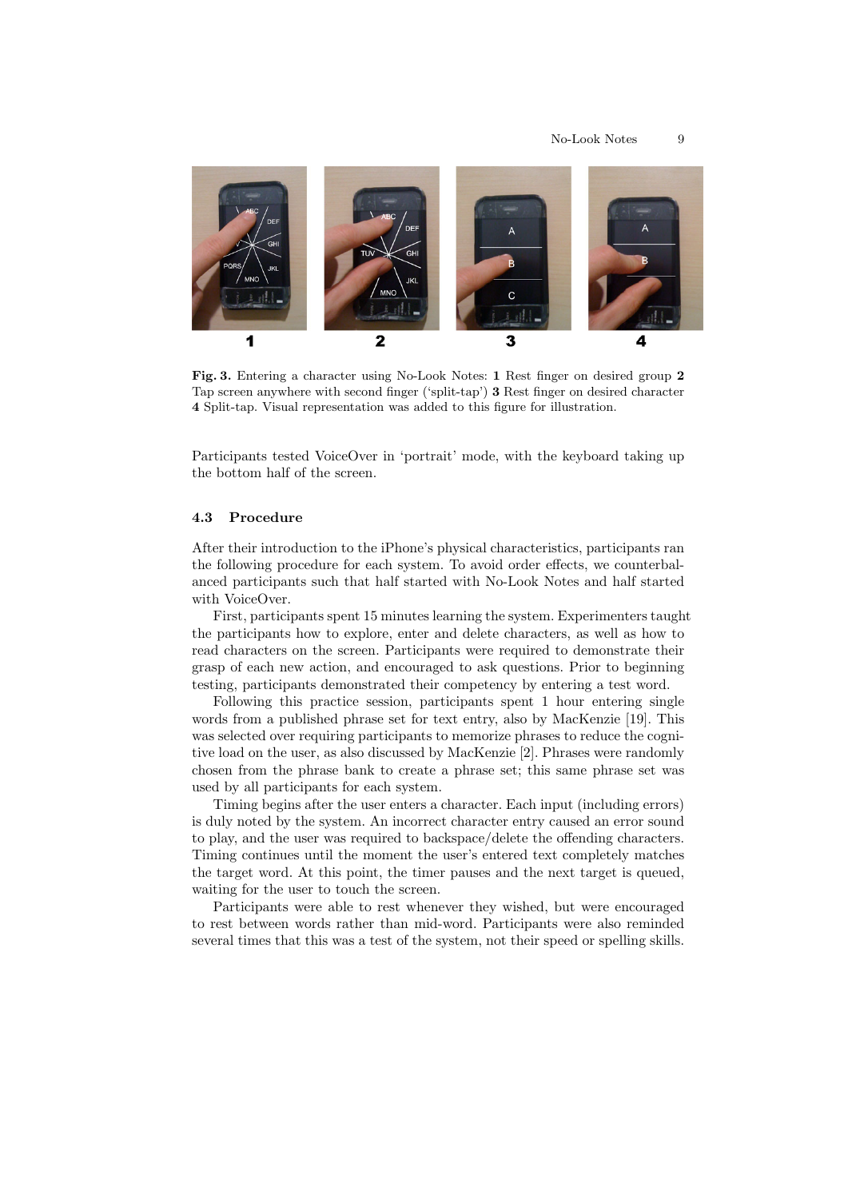**Fig. 3.** Entering a character using No-Look Notes: **1** Rest finger on desired group **2** Tap screen anywhere with second finger ('split-tap') **3** Rest finger on desired character **4** Split-tap. Visual representation was added to this figure for illustration.

Participants tested VoiceOver in 'portrait' mode, with the keyboard taking up the bottom half of the screen.

### 4.3 Procedure

After their introduction to the iPhone's physical characteristics, participants ran the following procedure for each system. To avoid order effects, we counterbalanced participants such that half started with No-Look Notes and half started with VoiceOver.

First, participants spent 15 minutes learning the system. Experimenters taught the participants how to explore, enter and delete characters, as well as how to read characters on the screen. Participants were required to demonstrate their grasp of each new action, and encouraged to ask questions. Prior to beginning testing, participants demonstrated their competency by entering a test word.

Following this practice session, participants spent 1 hour entering single words from a published phrase set for text entry, also by MacKenzie [19]. This was selected over requiring participants to memorize phrases to reduce the cognitive load on the user, as also discussed by MacKenzie [2]. Phrases were randomly chosen from the phrase bank to create a phrase set; this same phrase set was used by all participants for each system.

Timing begins after the user enters a character. Each input (including errors) is duly noted by the system. An incorrect character entry caused an error sound to play, and the user was required to backspace/delete the offending characters. Timing continues until the moment the user's entered text completely matches the target word. At this point, the timer pauses and the next target is queued, waiting for the user to touch the screen.

Participants were able to rest whenever they wished, but were encouraged to rest between words rather than mid-word. Participants were also reminded several times that this was a test of the system, not their speed or spelling skills.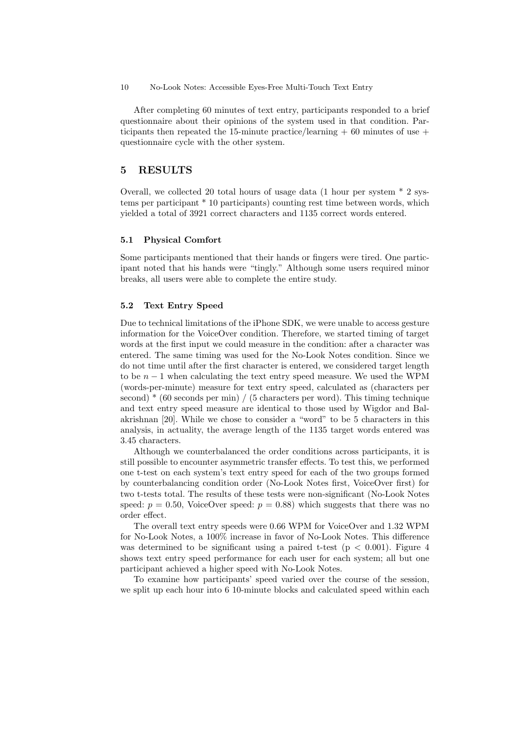After completing 60 minutes of text entry, participants responded to a brief questionnaire about their opinions of the system used in that condition. Participants then repeated the 15-minute practice/learning + 60 minutes of use + questionnaire cycle with the other system.

## 5 RESULTS

Overall, we collected 20 total hours of usage data (1 hour per system * 2 systems per participant * 10 participants) counting rest time between words, which yielded a total of 3921 correct characters and 1135 correct words entered.

### 5.1 Physical Comfort

Some participants mentioned that their hands or fingers were tired. One participant noted that his hands were "tingly." Although some users required minor breaks, all users were able to complete the entire study.

### 5.2 Text Entry Speed

Due to technical limitations of the iPhone SDK, we were unable to access gesture information for the VoiceOver condition. Therefore, we started timing of target words at the first input we could measure in the condition: after a character was entered. The same timing was used for the No-Look Notes condition. Since we do not time until after the first character is entered, we considered target length to be $n - 1$ when calculating the text entry speed measure. We used the WPM (words-per-minute) measure for text entry speed, calculated as (characters per second) * (60 seconds per min) / (5 characters per word). This timing technique and text entry speed measure are identical to those used by Wigdor and Balakrishnan [20]. While we chose to consider a "word" to be 5 characters in this analysis, in actuality, the average length of the 1135 target words entered was 3.45 characters.

Although we counterbalanced the order conditions across participants, it is still possible to encounter asymmetric transfer effects. To test this, we performed one t-test on each system's text entry speed for each of the two groups formed by counterbalancing condition order (No-Look Notes first, VoiceOver first) for two t-tests total. The results of these tests were non-significant (No-Look Notes speed: $p = 0.50$, VoiceOver speed: $p = 0.88$) which suggests that there was no order effect.

The overall text entry speeds were 0.66 WPM for VoiceOver and 1.32 WPM for No-Look Notes, a 100% increase in favor of No-Look Notes. This difference was determined to be significant using a paired t-test ($p < 0.001$). Figure 4 shows text entry speed performance for each user for each system; all but one participant achieved a higher speed with No-Look Notes.

To examine how participants' speed varied over the course of the session, we split up each hour into 6 10-minute blocks and calculated speed within each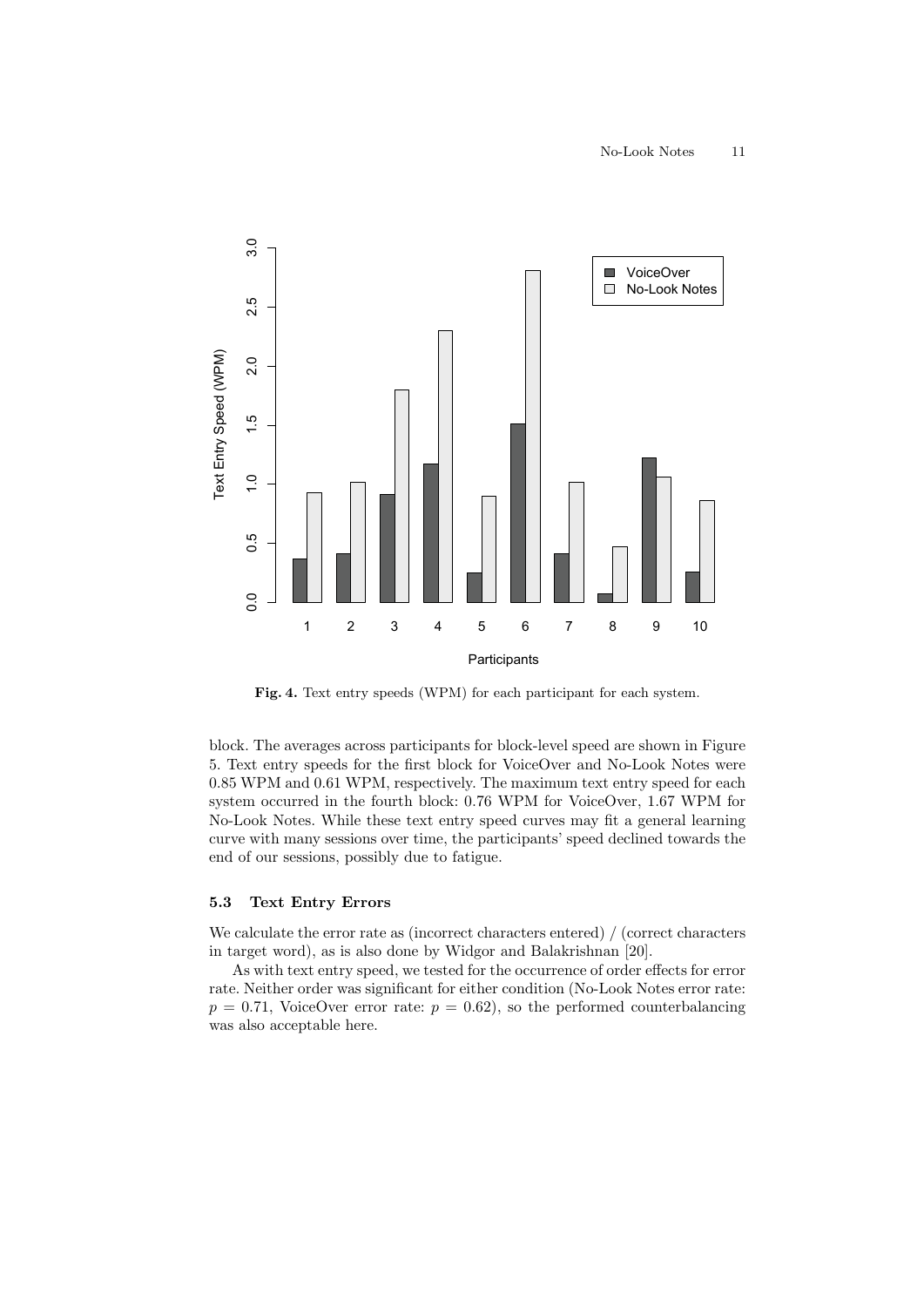Fig. 4. Text entry speeds (WPM) for each participant for each system.

block. The averages across participants for block-level speed are shown in Figure 5. Text entry speeds for the first block for VoiceOver and No-Look Notes were 0.85 WPM and 0.61 WPM, respectively. The maximum text entry speed for each system occurred in the fourth block: 0.76 WPM for VoiceOver, 1.67 WPM for No-Look Notes. While these text entry speed curves may fit a general learning curve with many sessions over time, the participants' speed declined towards the end of our sessions, possibly due to fatigue.

### 5.3 Text Entry Errors

We calculate the error rate as (incorrect characters entered) / (correct characters in target word), as is also done by Widgor and Balakrishnan [20].

As with text entry speed, we tested for the occurrence of order effects for error rate. Neither order was significant for either condition (No-Look Notes error rate: $p = 0.71$, VoiceOver error rate: $p = 0.62$), so the performed counterbalancing was also acceptable here.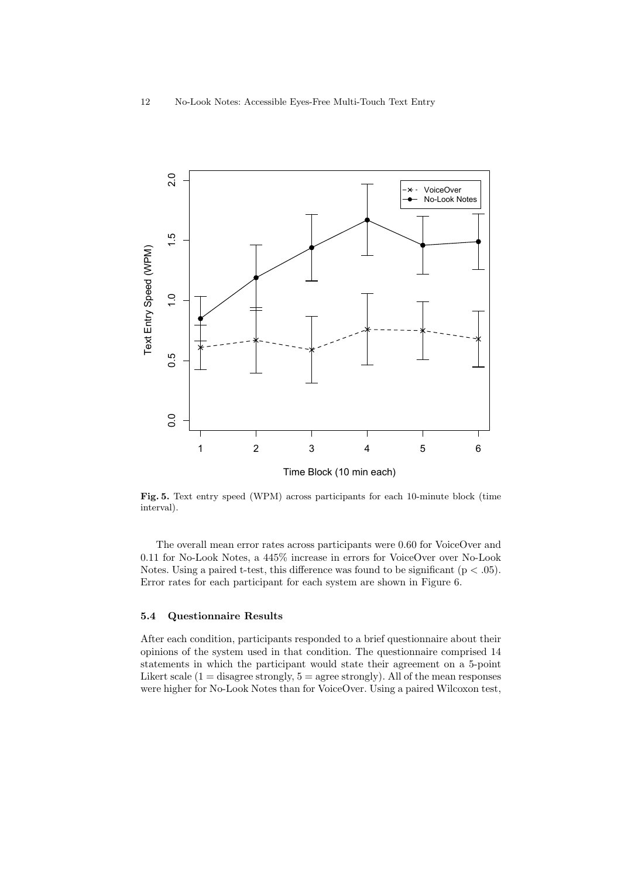**Fig. 5.** Text entry speed (WPM) across participants for each 10-minute block (time interval).

The overall mean error rates across participants were 0.60 for VoiceOver and 0.11 for No-Look Notes, a 445% increase in errors for VoiceOver over No-Look Notes. Using a paired t-test, this difference was found to be significant ($p < .05$). Error rates for each participant for each system are shown in Figure 6.

### 5.4 Questionnaire Results

After each condition, participants responded to a brief questionnaire about their opinions of the system used in that condition. The questionnaire comprised 14 statements in which the participant would state their agreement on a 5-point Likert scale (1 = disagree strongly, 5 = agree strongly). All of the mean responses were higher for No-Look Notes than for VoiceOver. Using a paired Wilcoxon test,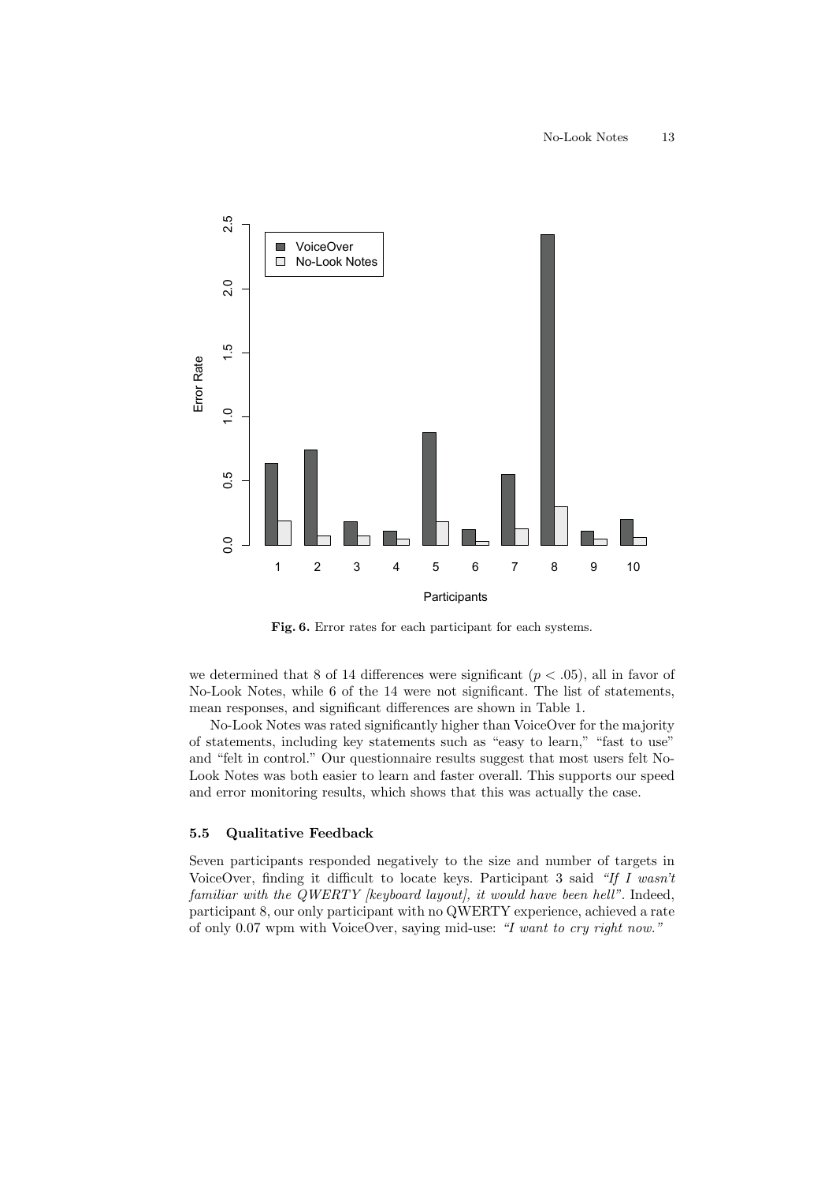Fig. 6. Error rates for each participant for each systems.

we determined that 8 of 14 differences were significant ($p < .05$), all in favor of No-Look Notes, while 6 of the 14 were not significant. The list of statements, mean responses, and significant differences are shown in Table 1.

No-Look Notes was rated significantly higher than VoiceOver for the majority of statements, including key statements such as "easy to learn," "fast to use" and "felt in control." Our questionnaire results suggest that most users felt No-Look Notes was both easier to learn and faster overall. This supports our speed and error monitoring results, which shows that this was actually the case.

### 5.5 Qualitative Feedback

Seven participants responded negatively to the size and number of targets in VoiceOver, finding it difficult to locate keys. Participant 3 said *"If I wasn't familiar with the QWERTY [keyboard layout], it would have been hell"*. Indeed, participant 8, our only participant with no QWERTY experience, achieved a rate of only 0.07 wpm with VoiceOver, saying mid-use: *"I want to cry right now."*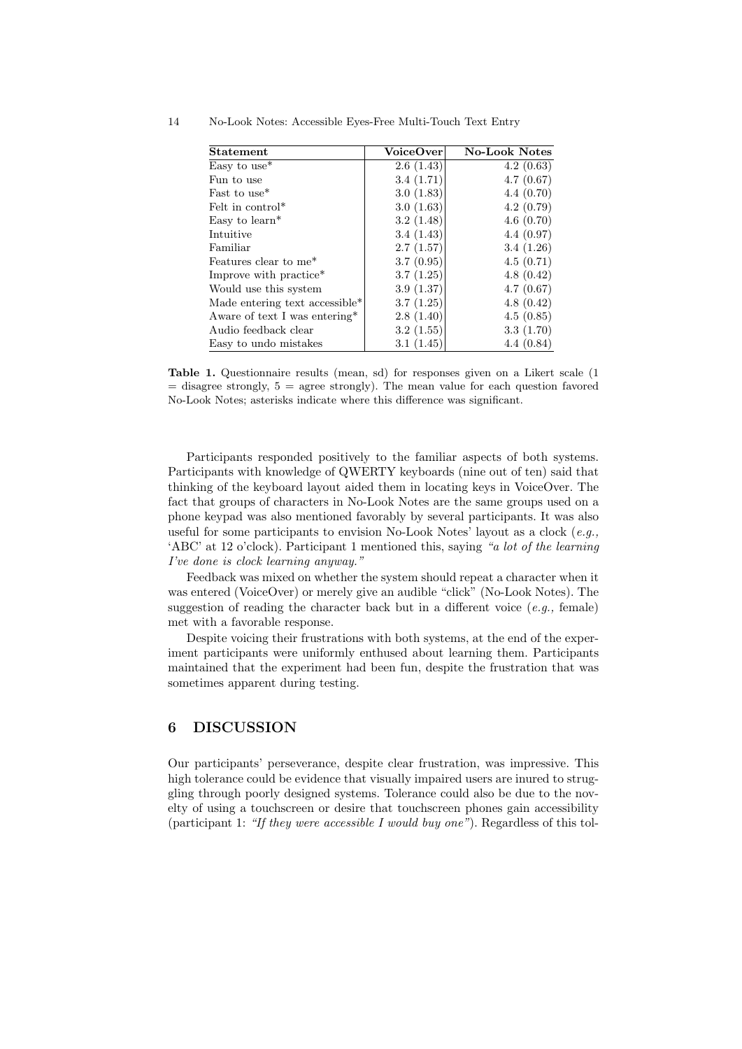| Statement | VoiceOver | No-Look Notes |
|---|---|---|
| Easy to use* | 2.6 (1.43) | 4.2 (0.63) |
| Fun to use | 3.4 (1.71) | 4.7 (0.67) |
| Fast to use* | 3.0 (1.83) | 4.4 (0.70) |
| Felt in control* | 3.0 (1.63) | 4.2 (0.79) |
| Easy to learn* | 3.2 (1.48) | 4.6 (0.70) |
| Intuitive | 3.4 (1.43) | 4.4 (0.97) |
| Familiar | 2.7 (1.57) | 3.4 (1.26) |
| Features clear to me* | 3.7 (0.95) | 4.5 (0.71) |
| Improve with practice* | 3.7 (1.25) | 4.8 (0.42) |
| Would use this system | 3.9 (1.37) | 4.7 (0.67) |
| Made entering text accessible* | 3.7 (1.25) | 4.8 (0.42) |
| Aware of text I was entering* | 2.8 (1.40) | 4.5 (0.85) |
| Audio feedback clear | 3.2 (1.55) | 3.3 (1.70) |
| Easy to undo mistakes | 3.1 (1.45) | 4.4 (0.84) |

**Table 1.** Questionnaire results (mean, sd) for responses given on a Likert scale (1 = disagree strongly, 5 = agree strongly). The mean value for each question favored No-Look Notes; asterisks indicate where this difference was significant.

Participants responded positively to the familiar aspects of both systems. Participants with knowledge of QWERTY keyboards (nine out of ten) said that thinking of the keyboard layout aided them in locating keys in VoiceOver. The fact that groups of characters in No-Look Notes are the same groups used on a phone keypad was also mentioned favorably by several participants. It was also useful for some participants to envision No-Look Notes' layout as a clock (*e.g.,* 'ABC' at 12 o'clock). Participant 1 mentioned this, saying *"a lot of the learning I've done is clock learning anyway."*

Feedback was mixed on whether the system should repeat a character when it was entered (VoiceOver) or merely give an audible "click" (No-Look Notes). The suggestion of reading the character back but in a different voice (*e.g.,* female) met with a favorable response.

Despite voicing their frustrations with both systems, at the end of the experiment participants were uniformly enthused about learning them. Participants maintained that the experiment had been fun, despite the frustration that was sometimes apparent during testing.

## 6 DISCUSSION

Our participants' perseverance, despite clear frustration, was impressive. This high tolerance could be evidence that visually impaired users are inured to struggling through poorly designed systems. Tolerance could also be due to the novelty of using a touchscreen or desire that touchscreen phones gain accessibility (participant 1: *"If they were accessible I would buy one"*). Regardless of this tol-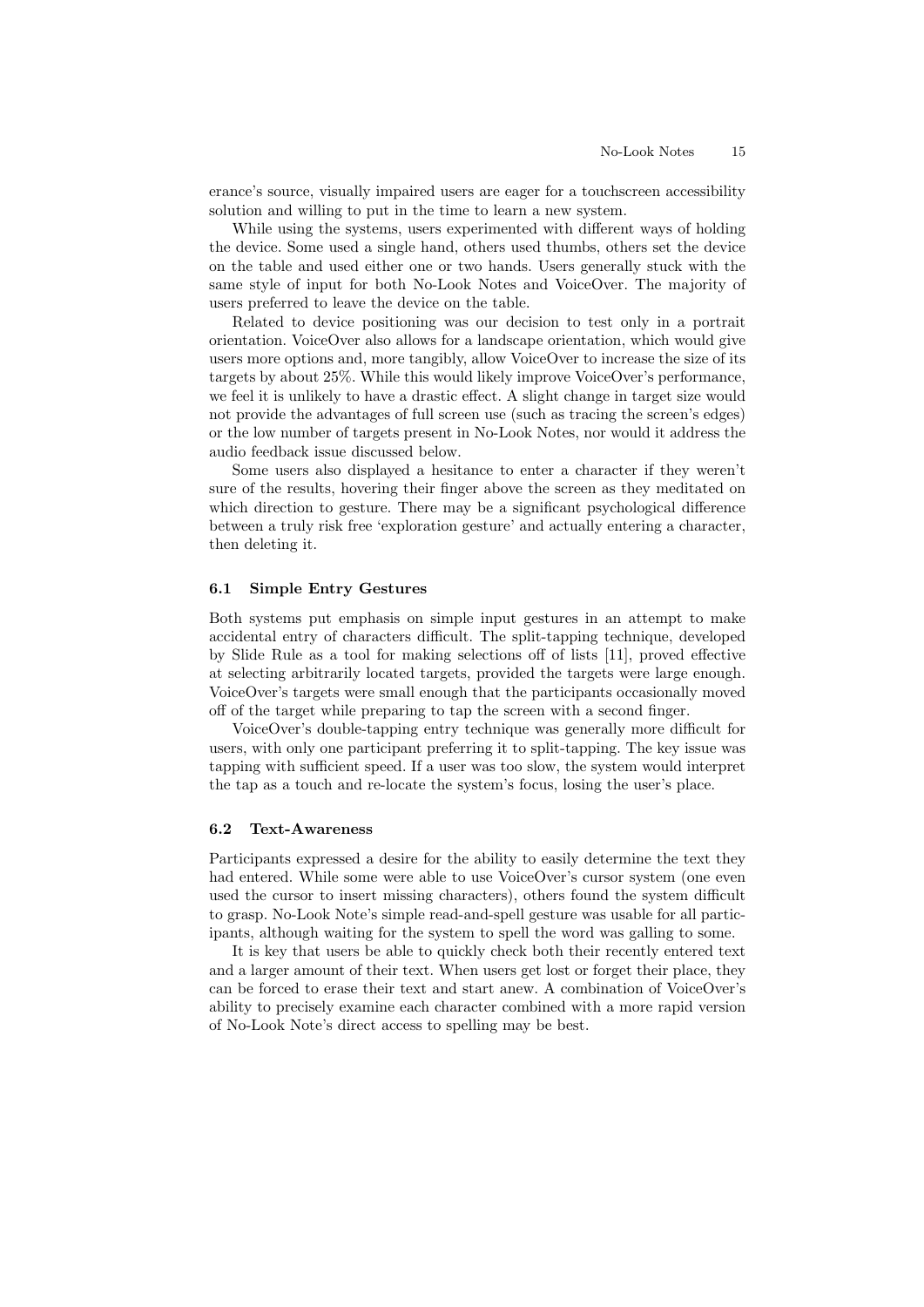erance's source, visually impaired users are eager for a touchscreen accessibility solution and willing to put in the time to learn a new system.

While using the systems, users experimented with different ways of holding the device. Some used a single hand, others used thumbs, others set the device on the table and used either one or two hands. Users generally stuck with the same style of input for both No-Look Notes and VoiceOver. The majority of users preferred to leave the device on the table.

Related to device positioning was our decision to test only in a portrait orientation. VoiceOver also allows for a landscape orientation, which would give users more options and, more tangibly, allow VoiceOver to increase the size of its targets by about 25%. While this would likely improve VoiceOver's performance, we feel it is unlikely to have a drastic effect. A slight change in target size would not provide the advantages of full screen use (such as tracing the screen's edges) or the low number of targets present in No-Look Notes, nor would it address the audio feedback issue discussed below.

Some users also displayed a hesitance to enter a character if they weren't sure of the results, hovering their finger above the screen as they meditated on which direction to gesture. There may be a significant psychological difference between a truly risk free 'exploration gesture' and actually entering a character, then deleting it.

### 6.1 Simple Entry Gestures

Both systems put emphasis on simple input gestures in an attempt to make accidental entry of characters difficult. The split-tapping technique, developed by Slide Rule as a tool for making selections off of lists [11], proved effective at selecting arbitrarily located targets, provided the targets were large enough. VoiceOver's targets were small enough that the participants occasionally moved off of the target while preparing to tap the screen with a second finger.

VoiceOver's double-tapping entry technique was generally more difficult for users, with only one participant preferring it to split-tapping. The key issue was tapping with sufficient speed. If a user was too slow, the system would interpret the tap as a touch and re-locate the system's focus, losing the user's place.

### 6.2 Text-Awareness

Participants expressed a desire for the ability to easily determine the text they had entered. While some were able to use VoiceOver's cursor system (one even used the cursor to insert missing characters), others found the system difficult to grasp. No-Look Note's simple read-and-spell gesture was usable for all participants, although waiting for the system to spell the word was galling to some.

It is key that users be able to quickly check both their recently entered text and a larger amount of their text. When users get lost or forget their place, they can be forced to erase their text and start anew. A combination of VoiceOver's ability to precisely examine each character combined with a more rapid version of No-Look Note's direct access to spelling may be best.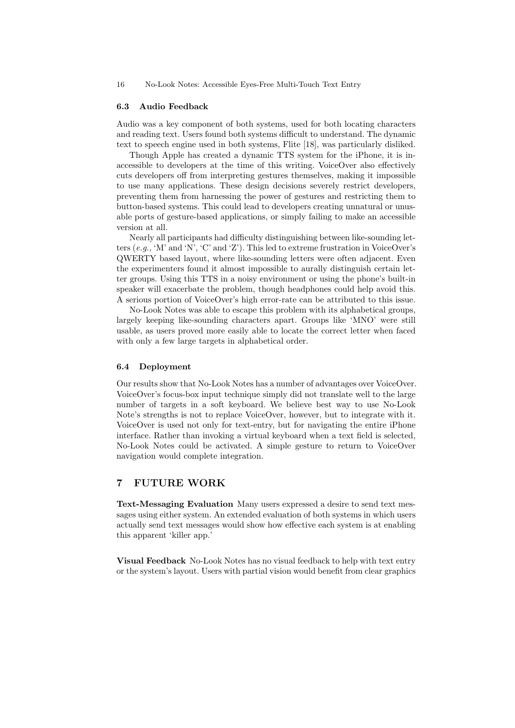### 6.3 Audio Feedback

Audio was a key component of both systems, used for both locating characters and reading text. Users found both systems difficult to understand. The dynamic text to speech engine used in both systems, Flite [18], was particularly disliked.

Though Apple has created a dynamic TTS system for the iPhone, it is inaccessible to developers at the time of this writing. VoiceOver also effectively cuts developers off from interpreting gestures themselves, making it impossible to use many applications. These design decisions severely restrict developers, preventing them from harnessing the power of gestures and restricting them to button-based systems. This could lead to developers creating unnatural or unusable ports of gesture-based applications, or simply failing to make an accessible version at all.

Nearly all participants had difficulty distinguishing between like-sounding letters (*e.g.*, 'M' and 'N', 'C' and 'Z'). This led to extreme frustration in VoiceOver's QWERTY based layout, where like-sounding letters were often adjacent. Even the experimenters found it almost impossible to aurally distinguish certain letter groups. Using this TTS in a noisy environment or using the phone's built-in speaker will exacerbate the problem, though headphones could help avoid this. A serious portion of VoiceOver's high error-rate can be attributed to this issue.

No-Look Notes was able to escape this problem with its alphabetical groups, largely keeping like-sounding characters apart. Groups like 'MNO' were still usable, as users proved more easily able to locate the correct letter when faced with only a few large targets in alphabetical order.

### 6.4 Deployment

Our results show that No-Look Notes has a number of advantages over VoiceOver. VoiceOver's focus-box input technique simply did not translate well to the large number of targets in a soft keyboard. We believe best way to use No-Look Note's strengths is not to replace VoiceOver, however, but to integrate with it. VoiceOver is used not only for text-entry, but for navigating the entire iPhone interface. Rather than invoking a virtual keyboard when a text field is selected, No-Look Notes could be activated. A simple gesture to return to VoiceOver navigation would complete integration.

## 7 FUTURE WORK

**Text-Messaging Evaluation** Many users expressed a desire to send text messages using either system. An extended evaluation of both systems in which users actually send text messages would show how effective each system is at enabling this apparent 'killer app.'

**Visual Feedback** No-Look Notes has no visual feedback to help with text entry or the system's layout. Users with partial vision would benefit from clear graphics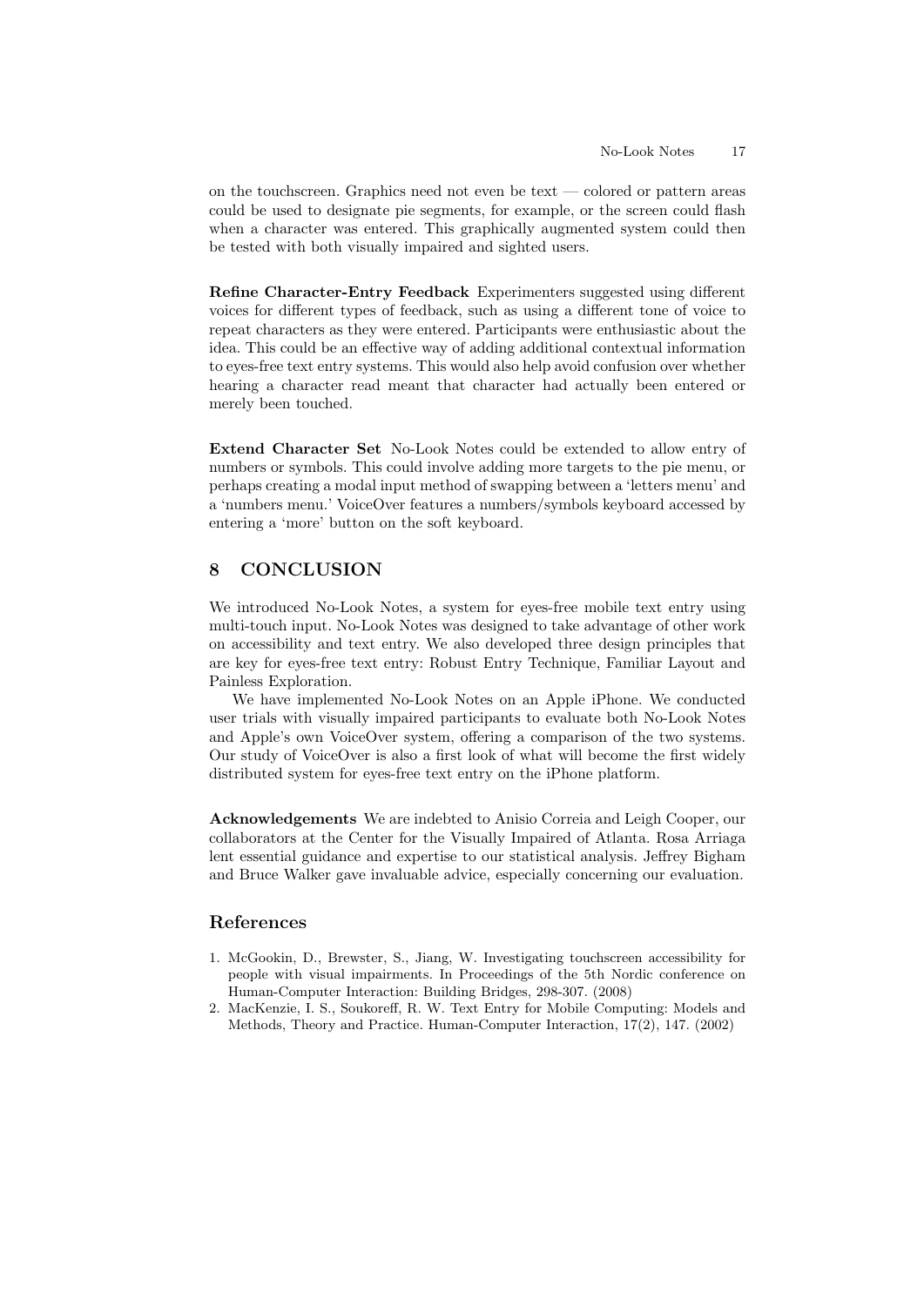on the touchscreen. Graphics need not even be text — colored or pattern areas could be used to designate pie segments, for example, or the screen could flash when a character was entered. This graphically augmented system could then be tested with both visually impaired and sighted users.

**Refine Character-Entry Feedback** Experimenters suggested using different voices for different types of feedback, such as using a different tone of voice to repeat characters as they were entered. Participants were enthusiastic about the idea. This could be an effective way of adding additional contextual information to eyes-free text entry systems. This would also help avoid confusion over whether hearing a character read meant that character had actually been entered or merely been touched.

**Extend Character Set** No-Look Notes could be extended to allow entry of numbers or symbols. This could involve adding more targets to the pie menu, or perhaps creating a modal input method of swapping between a 'letters menu' and a 'numbers menu.' VoiceOver features a numbers/symbols keyboard accessed by entering a 'more' button on the soft keyboard.

## 8 CONCLUSION

We introduced No-Look Notes, a system for eyes-free mobile text entry using multi-touch input. No-Look Notes was designed to take advantage of other work on accessibility and text entry. We also developed three design principles that are key for eyes-free text entry: Robust Entry Technique, Familiar Layout and Painless Exploration.

We have implemented No-Look Notes on an Apple iPhone. We conducted user trials with visually impaired participants to evaluate both No-Look Notes and Apple's own VoiceOver system, offering a comparison of the two systems. Our study of VoiceOver is also a first look of what will become the first widely distributed system for eyes-free text entry on the iPhone platform.

**Acknowledgements** We are indebted to Anisio Correia and Leigh Cooper, our collaborators at the Center for the Visually Impaired of Atlanta. Rosa Arriaga lent essential guidance and expertise to our statistical analysis. Jeffrey Bigham and Bruce Walker gave invaluable advice, especially concerning our evaluation.

## References

1. McGookin, D., Brewster, S., Jiang, W. Investigating touchscreen accessibility for people with visual impairments. In Proceedings of the 5th Nordic conference on Human-Computer Interaction: Building Bridges, 298-307. (2008)
2. MacKenzie, I. S., Soukoreff, R. W. Text Entry for Mobile Computing: Models and Methods, Theory and Practice. Human-Computer Interaction, 17(2), 147. (2002)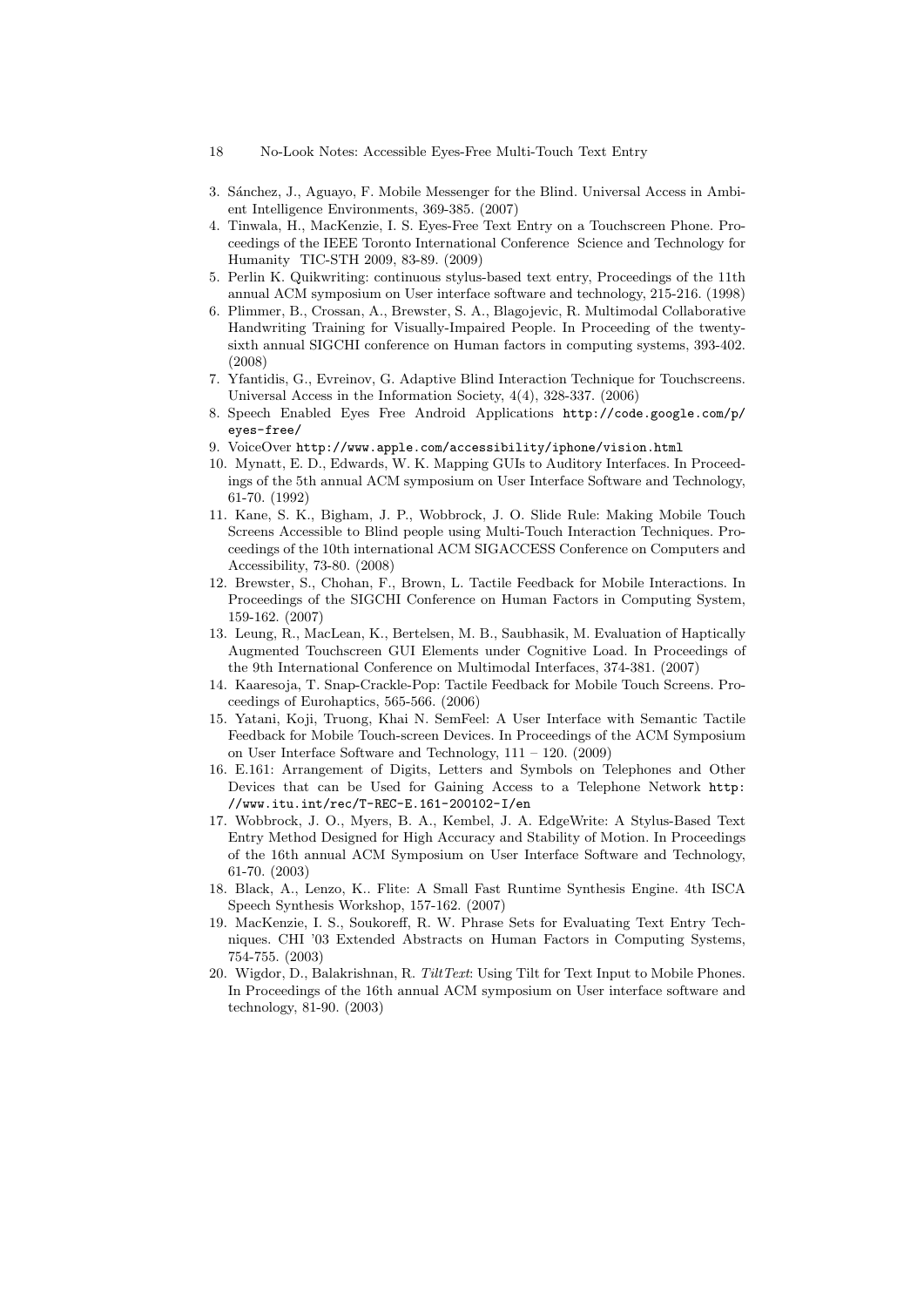3. Sánchez, J., Aguayo, F. Mobile Messenger for the Blind. Universal Access in Ambient Intelligence Environments, 369-385. (2007)
4. Tinwala, H., MacKenzie, I. S. Eyes-Free Text Entry on a Touchscreen Phone. Proceedings of the IEEE Toronto International Conference Science and Technology for Humanity TIC-STH 2009, 83-89. (2009)
5. Perlin K. Quikwriting: continuous stylus-based text entry, Proceedings of the 11th annual ACM symposium on User interface software and technology, 215-216. (1998)
6. Plimmer, B., Crossan, A., Brewster, S. A., Blagojevic, R. Multimodal Collaborative Handwriting Training for Visually-Impaired People. In Proceeding of the twenty-sixth annual SIGCHI conference on Human factors in computing systems, 393-402. (2008)
7. Yfantidis, G., Evreinov, G. Adaptive Blind Interaction Technique for Touchscreens. Universal Access in the Information Society, 4(4), 328-337. (2006)
8. Speech Enabled Eyes Free Android Applications http://code.google.com/p/eyes-free/
9. VoiceOver http://www.apple.com/accessibility/iphone/vision.html
10. Mynatt, E. D., Edwards, W. K. Mapping GUIs to Auditory Interfaces. In Proceedings of the 5th annual ACM symposium on User Interface Software and Technology, 61-70. (1992)
11. Kane, S. K., Bigham, J. P., Wobbrock, J. O. Slide Rule: Making Mobile Touch Screens Accessible to Blind people using Multi-Touch Interaction Techniques. Proceedings of the 10th international ACM SIGACCESS Conference on Computers and Accessibility, 73-80. (2008)
12. Brewster, S., Chohan, F., Brown, L. Tactile Feedback for Mobile Interactions. In Proceedings of the SIGCHI Conference on Human Factors in Computing System, 159-162. (2007)
13. Leung, R., MacLean, K., Bertelsen, M. B., Saubhasik, M. Evaluation of Haptically Augmented Touchscreen GUI Elements under Cognitive Load. In Proceedings of the 9th International Conference on Multimodal Interfaces, 374-381. (2007)
14. Kaaresoja, T. Snap-Crackle-Pop: Tactile Feedback for Mobile Touch Screens. Proceedings of Eurohaptics, 565-566. (2006)
15. Yatani, Koji, Truong, Khai N. SemFeel: A User Interface with Semantic Tactile Feedback for Mobile Touch-screen Devices. In Proceedings of the ACM Symposium on User Interface Software and Technology, 111 – 120. (2009)
16. E.161: Arrangement of Digits, Letters and Symbols on Telephones and Other Devices that can be Used for Gaining Access to a Telephone Network http://www.itu.int/rec/T-REC-E.161-200102-I/en
17. Wobbrock, J. O., Myers, B. A., Kembel, J. A. EdgeWrite: A Stylus-Based Text Entry Method Designed for High Accuracy and Stability of Motion. In Proceedings of the 16th annual ACM Symposium on User Interface Software and Technology, 61-70. (2003)
18. Black, A., Lenzo, K.. Flite: A Small Fast Runtime Synthesis Engine. 4th ISCA Speech Synthesis Workshop, 157-162. (2007)
19. MacKenzie, I. S., Soukoreff, R. W. Phrase Sets for Evaluating Text Entry Techniques. CHI '03 Extended Abstracts on Human Factors in Computing Systems, 754-755. (2003)
20. Wigdor, D., Balakrishnan, R. *TiltText*: Using Tilt for Text Input to Mobile Phones. In Proceedings of the 16th annual ACM symposium on User interface software and technology, 81-90. (2003)